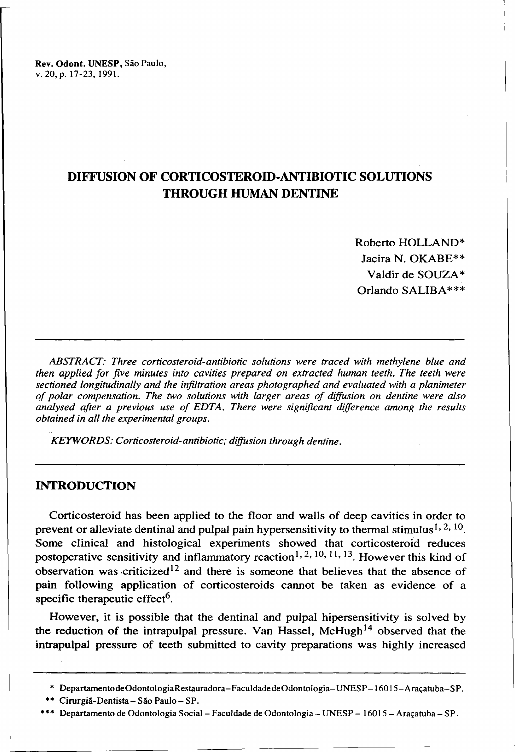# DIFFUSION OF CORTICOSTEROID-ANTIBIOTIC SOLUTIONS THROUGH HUMAN DENTINE

Roberto HOLLAND*
Jacira N. OKABE**
Valdir de SOUZA*
Orlando SALIBA***

*ABSTRACT: Three corticosteroid-antibiotic solutions were traced with methylene blue and then applied for five minutes into cavities prepared on extracted human teeth. The teeth were sectioned longitudinally and the infiltration areas photographed and evaluated with a planimeter of polar compensation. The two solutions with larger areas of diffusion on dentine were also analysed after a previous use of EDTA. There were significant difference among the results obtained in all the experimental groups.*

*KEYWORDS: Corticosteroid-antibiotic; diffusion through dentine.*

## INTRODUCTION

Corticosteroid has been applied to the floor and walls of deep cavities in order to prevent or alleviate dentinal and pulpal pain hypersensitivity to thermal stimulus[1, 2, 10]. Some clinical and histological experiments showed that corticosteroid reduces postoperative sensitivity and inflammatory reaction[1, 2, 10, 11, 13]. However this kind of observation was criticized[12] and there is someone that believes that the absence of pain following application of corticosteroids cannot be taken as evidence of a specific therapeutic effect[6].

However, it is possible that the dentinal and pulpal hipersensitivity is solved by the reduction of the intrapulpal pressure. Van Hassel, McHugh[14] observed that the intrapulpal pressure of teeth submitted to cavity preparations was highly increased

---

\* DepartamentodeOdontologiaRestauradora–FaculdadedeOdontologia–UNESP–16015–Araçatuba–SP.

\** Cirurgiã-Dentista – São Paulo – SP.

\*** Departamento de Odontologia Social – Faculdade de Odontologia – UNESP – 16015 – Araçatuba – SP.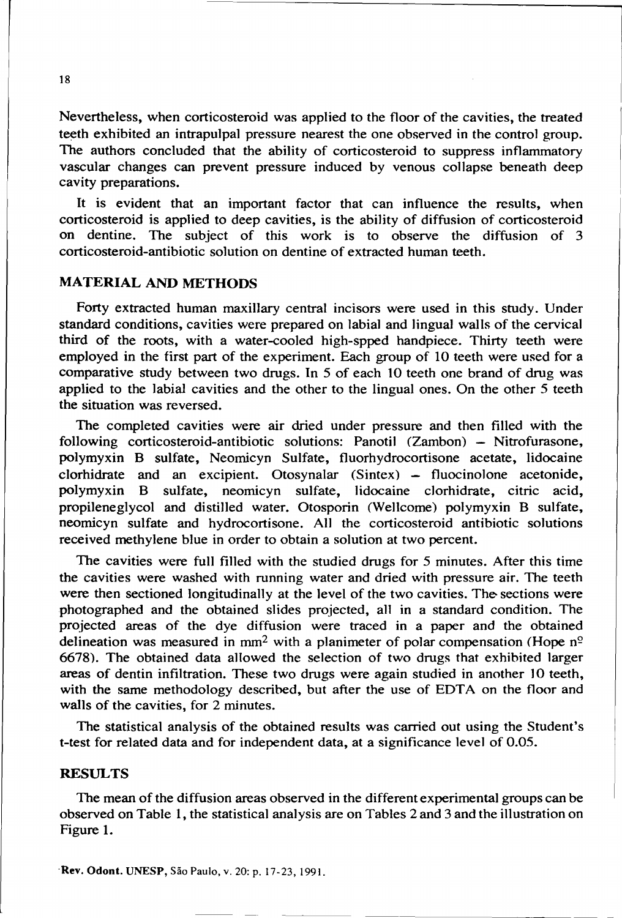Nevertheless, when corticosteroid was applied to the floor of the cavities, the treated teeth exhibited an intrapulpal pressure nearest the one observed in the control group. The authors concluded that the ability of corticosteroid to suppress inflammatory vascular changes can prevent pressure induced by venous collapse beneath deep cavity preparations.

It is evident that an important factor that can influence the results, when corticosteroid is applied to deep cavities, is the ability of diffusion of corticosteroid on dentine. The subject of this work is to observe the diffusion of 3 corticosteroid-antibiotic solution on dentine of extracted human teeth.

## MATERIAL AND METHODS

Forty extracted human maxillary central incisors were used in this study. Under standard conditions, cavities were prepared on labial and lingual walls of the cervical third of the roots, with a water-cooled high-spped handpiece. Thirty teeth were employed in the first part of the experiment. Each group of 10 teeth were used for a comparative study between two drugs. In 5 of each 10 teeth one brand of drug was applied to the labial cavities and the other to the lingual ones. On the other 5 teeth the situation was reversed.

The completed cavities were air dried under pressure and then filled with the following corticosteroid-antibiotic solutions: Panotil (Zambon) – Nitrofurasone, polymyxin B sulfate, Neomicyn Sulfate, fluorhydrocortisone acetate, lidocaine clorhidrate and an excipient. Otosynalar (Sintex) – fluocinolone acetonide, polymyxin B sulfate, neomicyn sulfate, lidocaine clorhidrate, citric acid, propileneglycol and distilled water. Otosporin (Wellcome) polymyxin B sulfate, neomicyn sulfate and hydrocortisone. All the corticosteroid antibiotic solutions received methylene blue in order to obtain a solution at two percent.

The cavities were full filled with the studied drugs for 5 minutes. After this time the cavities were washed with running water and dried with pressure air. The teeth were then sectioned longitudinally at the level of the two cavities. The sections were photographed and the obtained slides projected, all in a standard condition. The projected areas of the dye diffusion were traced in a paper and the obtained delineation was measured in $mm^2$ with a planimeter of polar compensation (Hope nº 6678). The obtained data allowed the selection of two drugs that exhibited larger areas of dentin infiltration. These two drugs were again studied in another 10 teeth, with the same methodology described, but after the use of EDTA on the floor and walls of the cavities, for 2 minutes.

The statistical analysis of the obtained results was carried out using the Student's t-test for related data and for independent data, at a significance level of 0.05.

## RESULTS

The mean of the diffusion areas observed in the different experimental groups can be observed on Table 1, the statistical analysis are on Tables 2 and 3 and the illustration on Figure 1.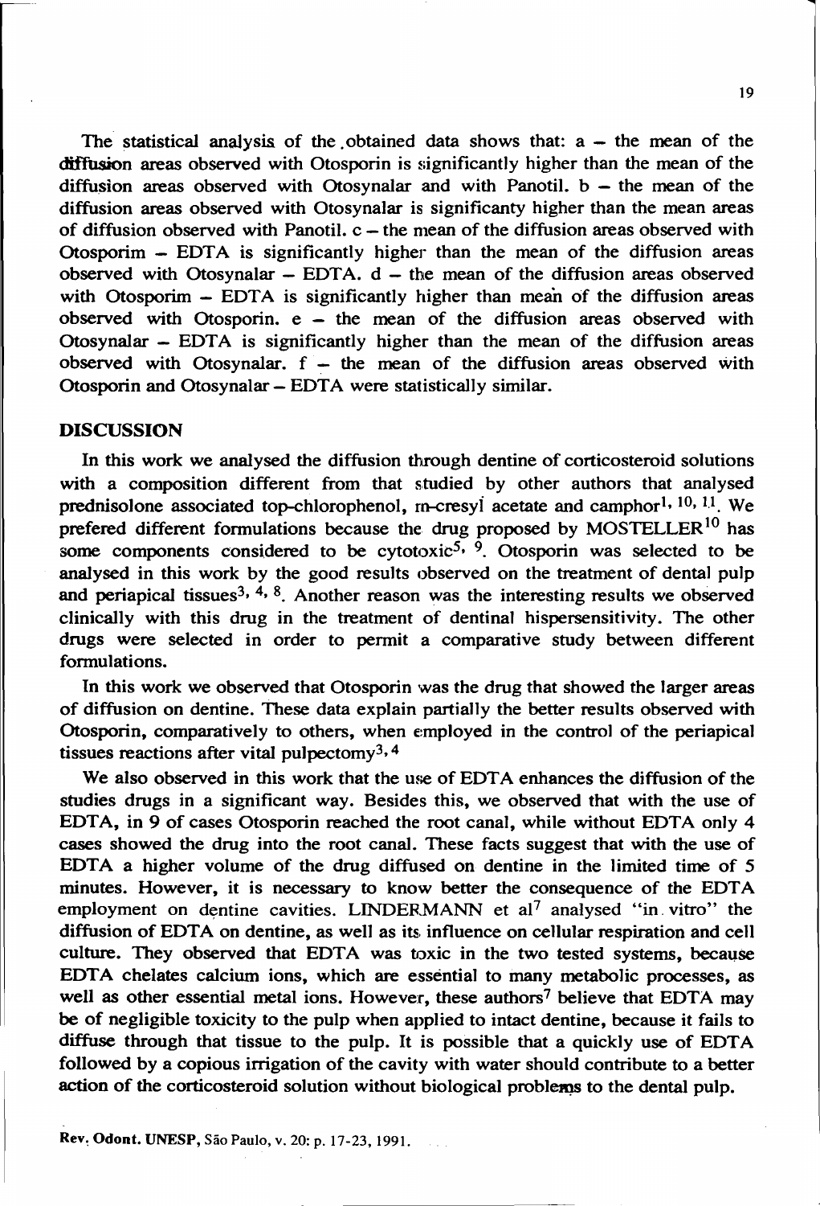The statistical analysis of the obtained data shows that: a – the mean of the diffusion areas observed with Otosporin is significantly higher than the mean of the diffusion areas observed with Otosynalar and with Panotil. b – the mean of the diffusion areas observed with Otosynalar is significanty higher than the mean areas of diffusion observed with Panotil. c – the mean of the diffusion areas observed with Otosporim – EDTA is significantly higher than the mean of the diffusion areas observed with Otosynalar – EDTA. d – the mean of the diffusion areas observed with Otosporim – EDTA is significantly higher than mean of the diffusion areas observed with Otosporin. e – the mean of the diffusion areas observed with Otosynalar – EDTA is significantly higher than the mean of the diffusion areas observed with Otosynalar. f – the mean of the diffusion areas observed with Otosporin and Otosynalar – EDTA were statistically similar.

## DISCUSSION

In this work we analysed the diffusion through dentine of corticosteroid solutions with a composition different from that studied by other authors that analysed prednisolone associated top-chlorophenol, m-cresyl acetate and camphor[1, 10, 11]. We prefered different formulations because the drug proposed by MOSTELLER[10] has some components considered to be cytotoxic[5, 9]. Otosporin was selected to be analysed in this work by the good results observed on the treatment of dental pulp and periapical tissues[3, 4, 8]. Another reason was the interesting results we observed clinically with this drug in the treatment of dentinal hispersensitivity. The other drugs were selected in order to permit a comparative study between different formulations.

In this work we observed that Otosporin was the drug that showed the larger areas of diffusion on dentine. These data explain partially the better results observed with Otosporin, comparatively to others, when employed in the control of the periapical tissues reactions after vital pulpectomy[3, 4]

We also observed in this work that the use of EDTA enhances the diffusion of the studies drugs in a significant way. Besides this, we observed that with the use of EDTA, in 9 of cases Otosporin reached the root canal, while without EDTA only 4 cases showed the drug into the root canal. These facts suggest that with the use of EDTA a higher volume of the drug diffused on dentine in the limited time of 5 minutes. However, it is necessary to know better the consequence of the EDTA employment on dentine cavities. LINDERMANN et al[7] analysed "in vitro" the diffusion of EDTA on dentine, as well as its influence on cellular respiration and cell culture. They observed that EDTA was toxic in the two tested systems, because EDTA chelates calcium ions, which are essential to many metabolic processes, as well as other essential metal ions. However, these authors[7] believe that EDTA may be of negligible toxicity to the pulp when applied to intact dentine, because it fails to diffuse through that tissue to the pulp. It is possible that a quickly use of EDTA followed by a copious irrigation of the cavity with water should contribute to a better action of the corticosteroid solution without biological problems to the dental pulp.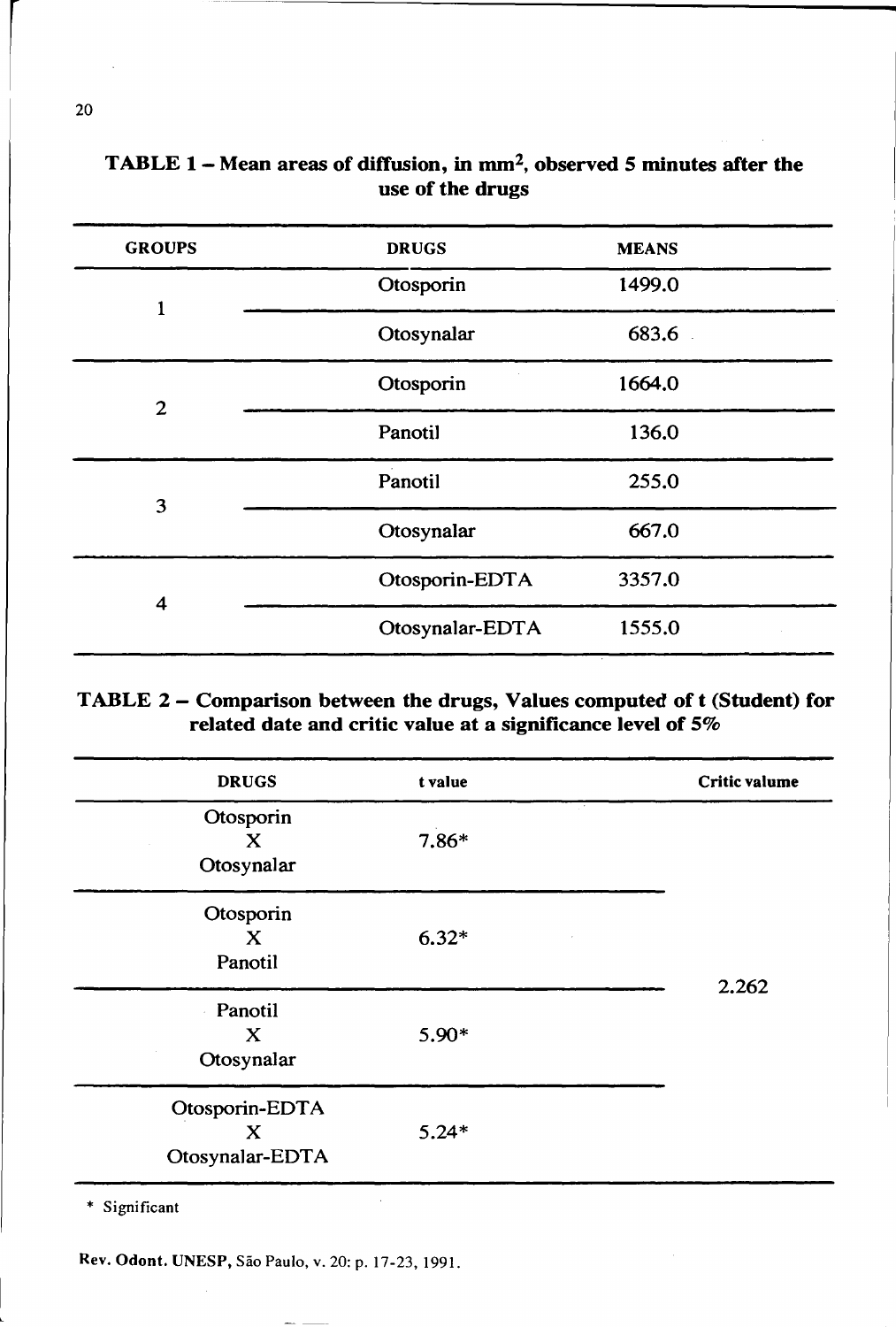**TABLE 1 – Mean areas of diffusion, in $mm^2$, observed 5 minutes after the use of the drugs**

| GROUPS | DRUGS | MEANS |
|---|---|---|
| 1 | Otosporin | 1499.0 |
| | Otosynalar | 683.6 |
| 2 | Otosporin | 1664.0 |
| | Panotil | 136.0 |
| 3 | Panotil | 255.0 |
| | Otosynalar | 667.0 |
| 4 | Otosporin-EDTA | 3357.0 |
| | Otosynalar-EDTA | 1555.0 |

**TABLE 2 – Comparison between the drugs, Values computed of t (Student) for related date and critic value at a significance level of 5%**

| DRUGS | t value | Critic valume |
|---|---|---|
| Otosporin X Otosynalar | 7.86* | 2.262 |
| Otosporin X Panotil | 6.32* | |
| Panotil X Otosynalar | 5.90* | |
| Otosporin-EDTA X Otosynalar-EDTA | 5.24* | |

* Significant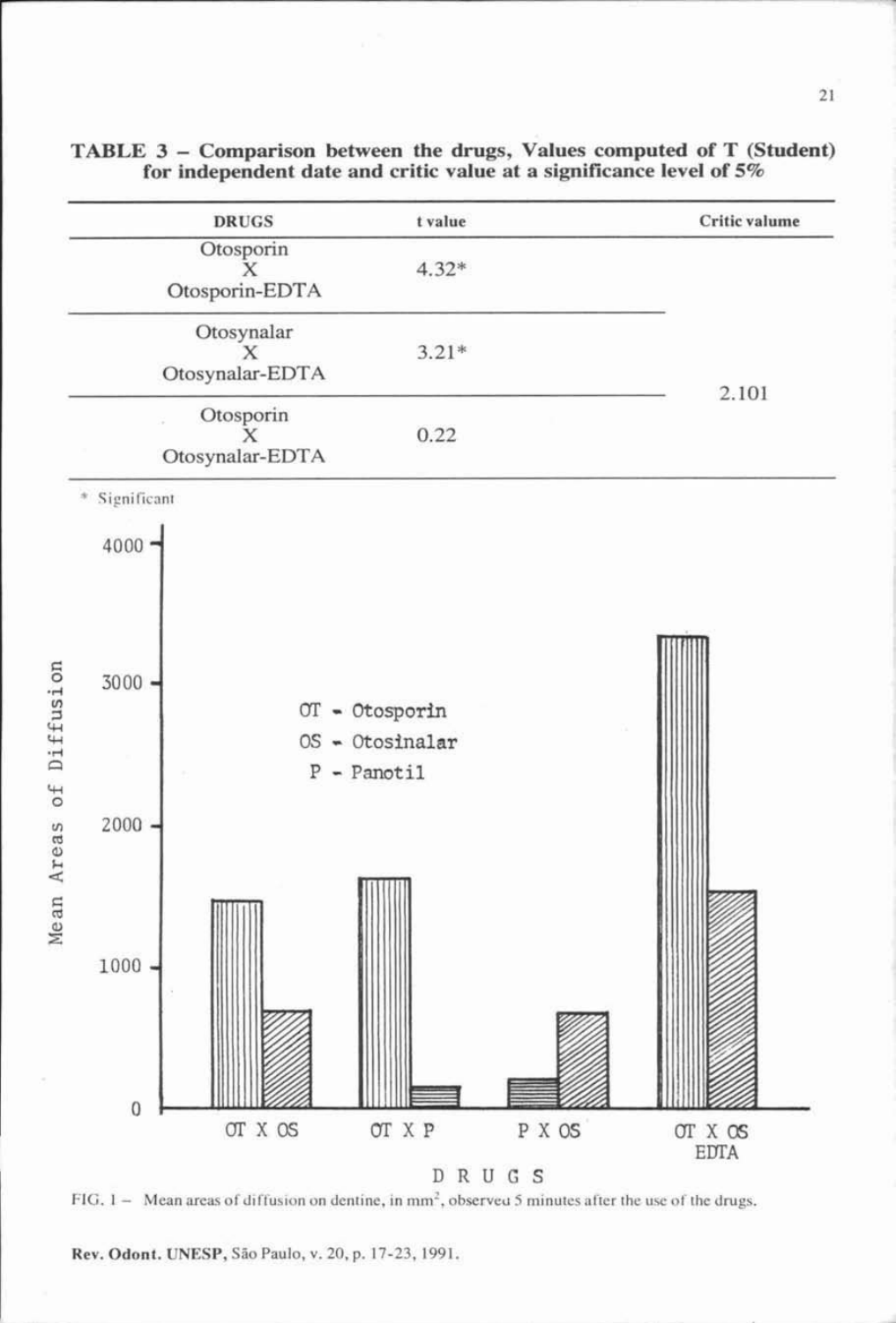**TABLE 3 – Comparison between the drugs, Values computed of T (Student) for independent date and critic value at a significance level of 5%**

| DRUGS | t value | Critic valume |
|---|---|---|
| Otosporin X Otosporin-EDTA | 4.32* | 2.101 |
| Otosynalar X Otosynalar-EDTA | 3.21* | |
| Otosporin X Otosynalar-EDTA | 0.22 | |

\* Significant

FIG. 1 – Mean areas of diffusion on dentine, in $mm^2$, observed 5 minutes after the use of the drugs.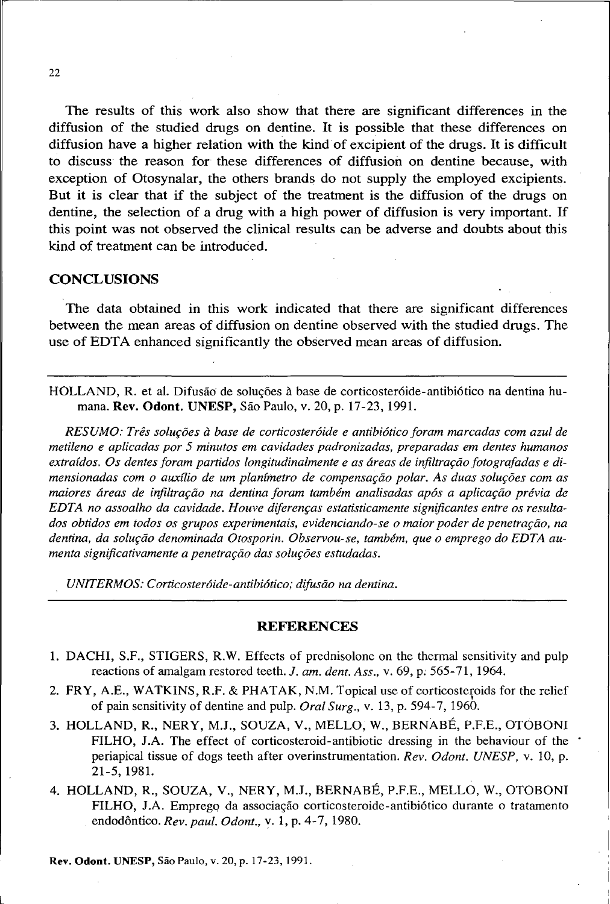The results of this work also show that there are significant differences in the diffusion of the studied drugs on dentine. It is possible that these differences on diffusion have a higher relation with the kind of excipient of the drugs. It is difficult to discuss the reason for these differences of diffusion on dentine because, with exception of Otosynalar, the others brands do not supply the employed excipients. But it is clear that if the subject of the treatment is the diffusion of the drugs on dentine, the selection of a drug with a high power of diffusion is very important. If this point was not observed the clinical results can be adverse and doubts about this kind of treatment can be introduced.

## CONCLUSIONS

The data obtained in this work indicated that there are significant differences between the mean areas of diffusion on dentine observed with the studied drugs. The use of EDTA enhanced significantly the observed mean areas of diffusion.

---

HOLLAND, R. et al. Difusão de soluções à base de corticosteróide-antibiótico na dentina humana. **Rev. Odont. UNESP,** São Paulo, v. 20, p. 17-23, 1991.

*RESUMO: Três soluções à base de corticosteróide e antibiótico foram marcadas com azul de metileno e aplicadas por 5 minutos em cavidades padronizadas, preparadas em dentes humanos extraídos. Os dentes foram partidos longitudinalmente e as áreas de infiltração fotografadas e dimensionadas com o auxílio de um planímetro de compensação polar. As duas soluções com as maiores áreas de infiltração na dentina foram também analisadas após a aplicação prévia de EDTA no assoalho da cavidade. Houve diferenças estatisticamente significantes entre os resultados obtidos em todos os grupos experimentais, evidenciando-se o maior poder de penetração, na dentina, da solução denominada Otosporin. Observou-se, também, que o emprego do EDTA aumenta significativamente a penetração das soluções estudadas.*

*UNITERMOS: Corticosteróide-antibiótico; difusão na dentina.*

---

## REFERENCES

1. DACHI, S.F., STIGERS, R.W. Effects of prednisolone on the thermal sensitivity and pulp reactions of amalgam restored teeth. *J. am. dent. Ass.,* v. 69, p. 565-71, 1964.
2. FRY, A.E., WATKINS, R.F. & PHATAK, N.M. Topical use of corticosteroids for the relief of pain sensitivity of dentine and pulp. *Oral Surg.,* v. 13, p. 594-7, 1960.
3. HOLLAND, R., NERY, M.J., SOUZA, V., MELLO, W., BERNABÉ, P.F.E., OTOBONI FILHO, J.A. The effect of corticosteroid-antibiotic dressing in the behaviour of the periapical tissue of dogs teeth after overinstrumentation. *Rev. Odont. UNESP,* v. 10, p. 21-5, 1981.
4. HOLLAND, R., SOUZA, V., NERY, M.J., BERNABÉ, P.F.E., MELLO, W., OTOBONI FILHO, J.A. Emprego da associação corticosteroide-antibiótico durante o tratamento endodôntico. *Rev. paul. Odont.,* v. 1, p. 4-7, 1980.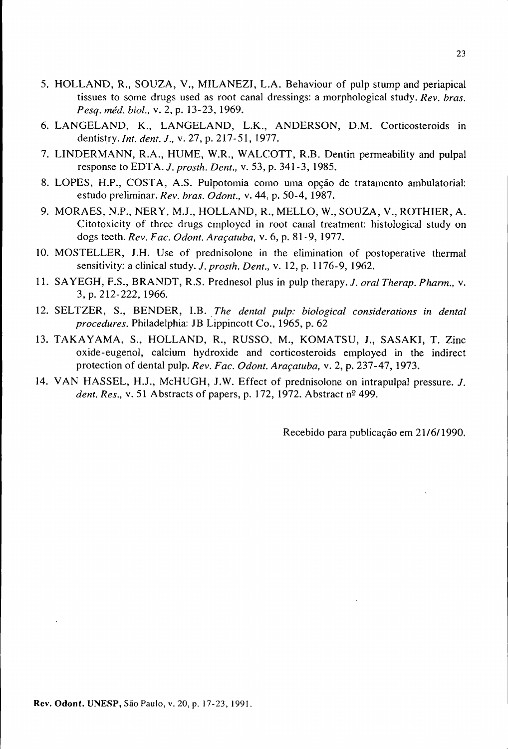5. HOLLAND, R., SOUZA, V., MILANEZI, L.A. Behaviour of pulp stump and periapical tissues to some drugs used as root canal dressings: a morphological study. *Rev. bras. Pesq. méd. biol.*, v. 2, p. 13-23, 1969.
6. LANGELAND, K., LANGELAND, L.K., ANDERSON, D.M. Corticosteroids in dentistry. *Int. dent. J.*, v. 27, p. 217-51, 1977.
7. LINDERMANN, R.A., HUME, W.R., WALCOTT, R.B. Dentin permeability and pulpal response to EDTA. *J. prosth. Dent.*, v. 53, p. 341-3, 1985.
8. LOPES, H.P., COSTA, A.S. Pulpotomia como uma opção de tratamento ambulatorial: estudo preliminar. *Rev. bras. Odont.*, v. 44, p. 50-4, 1987.
9. MORAES, N.P., NERY, M.J., HOLLAND, R., MELLO, W., SOUZA, V., ROTHIER, A. Citotoxicity of three drugs employed in root canal treatment: histological study on dogs teeth. *Rev. Fac. Odont. Araçatuba*, v. 6, p. 81-9, 1977.
10. MOSTELLER, J.H. Use of prednisolone in the elimination of postoperative thermal sensitivity: a clinical study. *J. prosth. Dent.*, v. 12, p. 1176-9, 1962.
11. SAYEGH, F.S., BRANDT, R.S. Prednesol plus in pulp therapy. *J. oral Therap. Pharm.*, v. 3, p. 212-222, 1966.
12. SELTZER, S., BENDER, I.B. *The dental pulp: biological considerations in dental procedures*. Philadelphia: JB Lippincott Co., 1965, p. 62
13. TAKAYAMA, S., HOLLAND, R., RUSSO, M., KOMATSU, J., SASAKI, T. Zinc oxide-eugenol, calcium hydroxide and corticosteroids employed in the indirect protection of dental pulp. *Rev. Fac. Odont. Araçatuba*, v. 2, p. 237-47, 1973.
14. VAN HASSEL, H.J., McHUGH, J.W. Effect of prednisolone on intrapulpal pressure. *J. dent. Res.*, v. 51 Abstracts of papers, p. 172, 1972. Abstract nº 499.

Recebido para publicação em 21/6/1990.